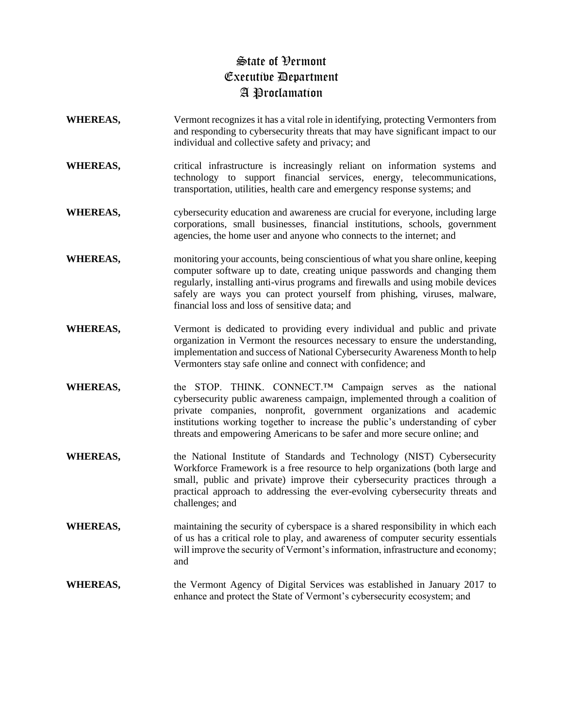# State of Vermont
# Executive Department
# A Proclamation

**WHEREAS,** Vermont recognizes it has a vital role in identifying, protecting Vermonters from and responding to cybersecurity threats that may have significant impact to our individual and collective safety and privacy; and

**WHEREAS,** critical infrastructure is increasingly reliant on information systems and technology to support financial services, energy, telecommunications, transportation, utilities, health care and emergency response systems; and

**WHEREAS,** cybersecurity education and awareness are crucial for everyone, including large corporations, small businesses, financial institutions, schools, government agencies, the home user and anyone who connects to the internet; and

**WHEREAS,** monitoring your accounts, being conscientious of what you share online, keeping computer software up to date, creating unique passwords and changing them regularly, installing anti-virus programs and firewalls and using mobile devices safely are ways you can protect yourself from phishing, viruses, malware, financial loss and loss of sensitive data; and

**WHEREAS,** Vermont is dedicated to providing every individual and public and private organization in Vermont the resources necessary to ensure the understanding, implementation and success of National Cybersecurity Awareness Month to help Vermonters stay safe online and connect with confidence; and

**WHEREAS,** the STOP. THINK. CONNECT.™ Campaign serves as the national cybersecurity public awareness campaign, implemented through a coalition of private companies, nonprofit, government organizations and academic institutions working together to increase the public's understanding of cyber threats and empowering Americans to be safer and more secure online; and

**WHEREAS,** the National Institute of Standards and Technology (NIST) Cybersecurity Workforce Framework is a free resource to help organizations (both large and small, public and private) improve their cybersecurity practices through a practical approach to addressing the ever-evolving cybersecurity threats and challenges; and

**WHEREAS,** maintaining the security of cyberspace is a shared responsibility in which each of us has a critical role to play, and awareness of computer security essentials will improve the security of Vermont's information, infrastructure and economy; and

**WHEREAS,** the Vermont Agency of Digital Services was established in January 2017 to enhance and protect the State of Vermont's cybersecurity ecosystem; and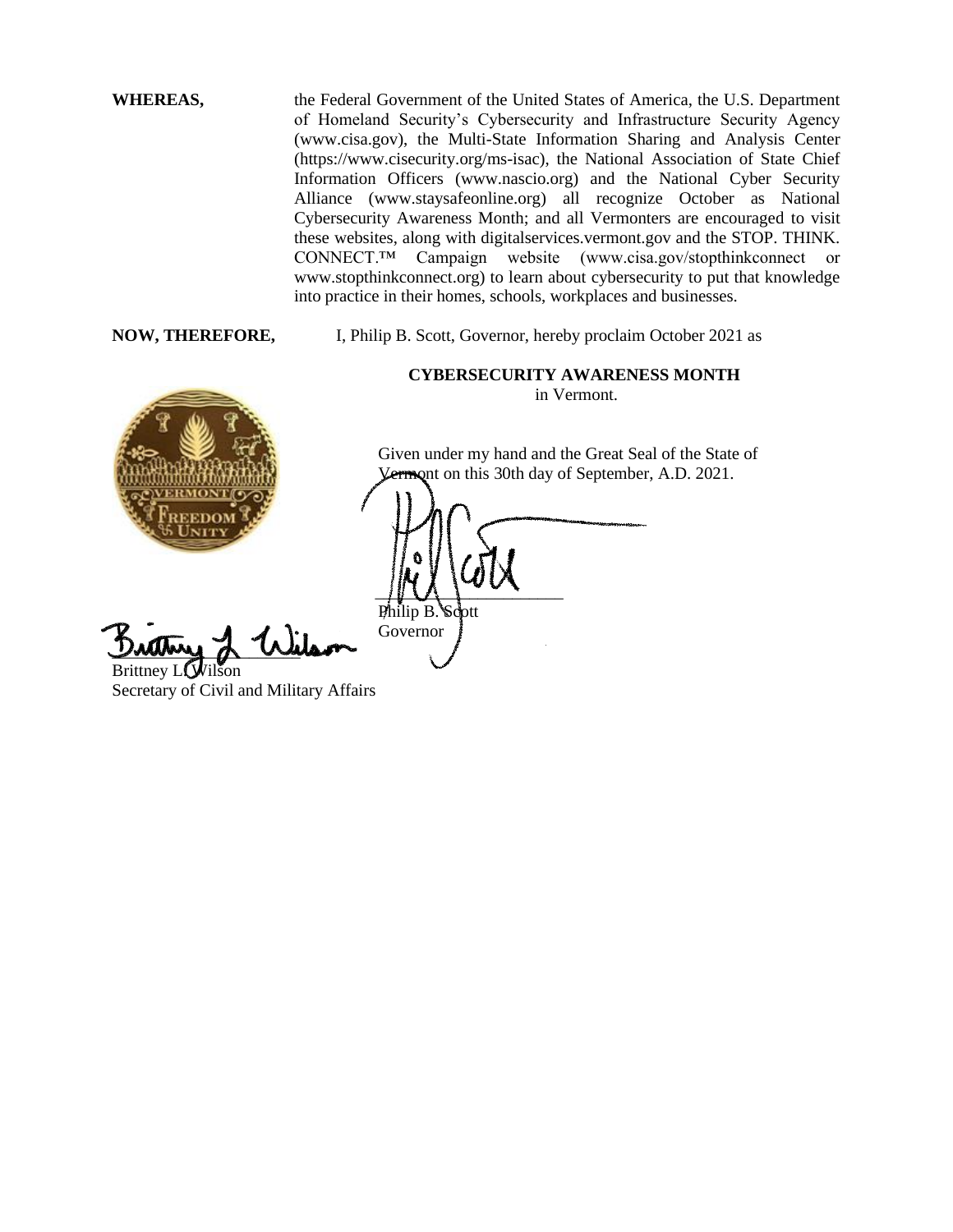**WHEREAS,** the Federal Government of the United States of America, the U.S. Department of Homeland Security's Cybersecurity and Infrastructure Security Agency (www.cisa.gov), the Multi-State Information Sharing and Analysis Center (https://www.cisecurity.org/ms-isac), the National Association of State Chief Information Officers (www.nascio.org) and the National Cyber Security Alliance (www.staysafeonline.org) all recognize October as National Cybersecurity Awareness Month; and all Vermonters are encouraged to visit these websites, along with digitalservices.vermont.gov and the STOP. THINK. CONNECT.™ Campaign website (www.cisa.gov/stopthinkconnect or www.stopthinkconnect.org) to learn about cybersecurity to put that knowledge into practice in their homes, schools, workplaces and businesses.

**NOW, THEREFORE,** I, Philip B. Scott, Governor, hereby proclaim October 2021 as

**CYBERSECURITY AWARENESS MONTH**
in Vermont.

Given under my hand and the Great Seal of the State of Vermont on this 30th day of September, A.D. 2021.

Philip B. Scott
Governor

Brittney L. Wilson
Secretary of Civil and Military Affairs